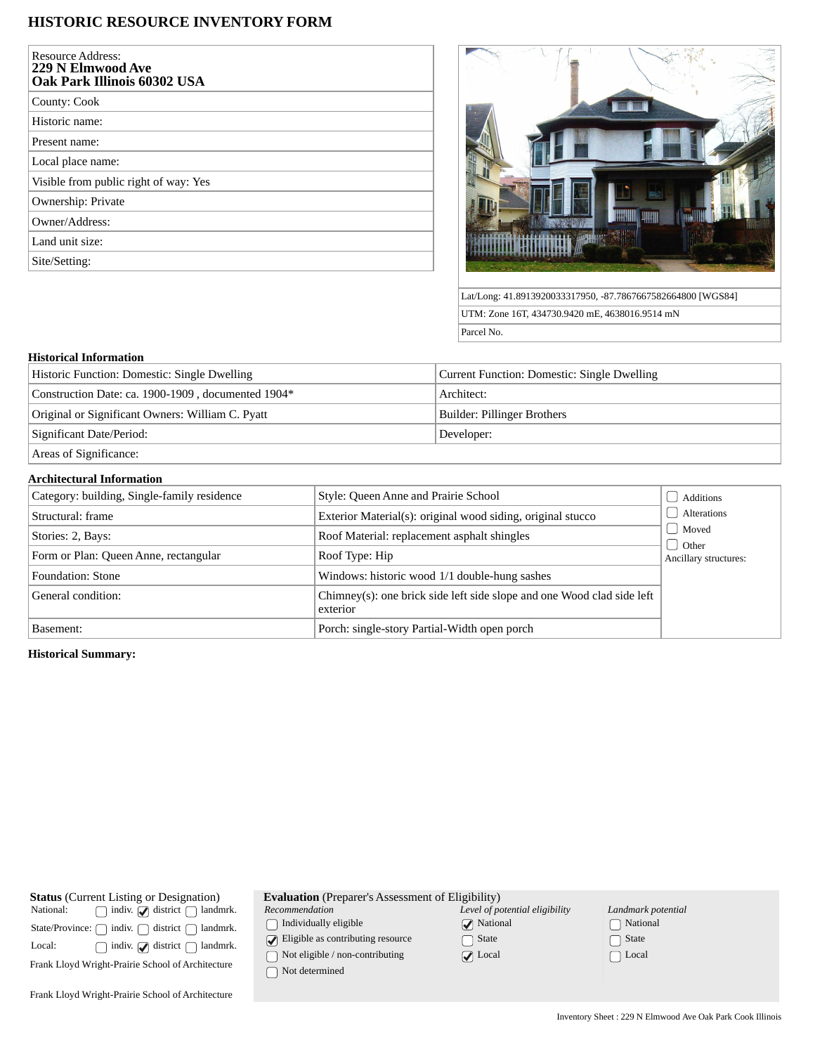# HISTORIC RESOURCE INVENTORY FORM

| Resource Address: **229 N Elmwood Ave Oak Park Illinois 60302 USA** |
|---|
| County: Cook |
| Historic name: |
| Present name: |
| Local place name: |
| Visible from public right of way: Yes |
| Ownership: Private |
| Owner/Address: |
| Land unit size: |
| Site/Setting: |

| Lat/Long: 41.8913920033317950, -87.7867667582664800 [WGS84] |
|---|
| UTM: Zone 16T, 434730.9420 mE, 4638016.9514 mN |
| Parcel No. |

## Historical Information

| Historic Function: Domestic: Single Dwelling | Current Function: Domestic: Single Dwelling |
|---|---|
| Construction Date: ca. 1900-1909 , documented 1904* | Architect: |
| Original or Significant Owners: William C. Pyatt | Builder: Pillinger Brothers |
| Significant Date/Period: | Developer: |
| Areas of Significance: | |

## Architectural Information

| Category: building, Single-family residence | Style: Queen Anne and Prairie School |
|---|---|
| Structural: frame | Exterior Material(s): original wood siding, original stucco |
| Stories: 2, Bays: | Roof Material: replacement asphalt shingles |
| Form or Plan: Queen Anne, rectangular | Roof Type: Hip |
| Foundation: Stone | Windows: historic wood 1/1 double-hung sashes |
| General condition: | Chimney(s): one brick side left side slope and one Wood clad side left exterior |
| Basement: | Porch: single-story Partial-Width open porch |

- [ ] Additions
- [ ] Alterations
- [ ] Moved
- [ ] Other

Ancillary structures:

**Historical Summary:**

**Status** (Current Listing or Designation)

| | indiv. | district | landmrk. |
|---|---|---|---|
| National: | [ ] | [x] | [ ] |
| State/Province: | [ ] | [ ] | [ ] |
| Local: | [ ] | [x] | [ ] |

Frank Lloyd Wright-Prairie School of Architecture

Frank Lloyd Wright-Prairie School of Architecture

**Evaluation** (Preparer's Assessment of Eligibility)

*Recommendation*
- [ ] Individually eligible
- [x] Eligible as contributing resource
- [ ] Not eligible / non-contributing
- [ ] Not determined

*Level of potential eligibility*
- [x] National
- [ ] State
- [x] Local

*Landmark potential*
- [ ] National
- [ ] State
- [ ] Local

Inventory Sheet : 229 N Elmwood Ave Oak Park Cook Illinois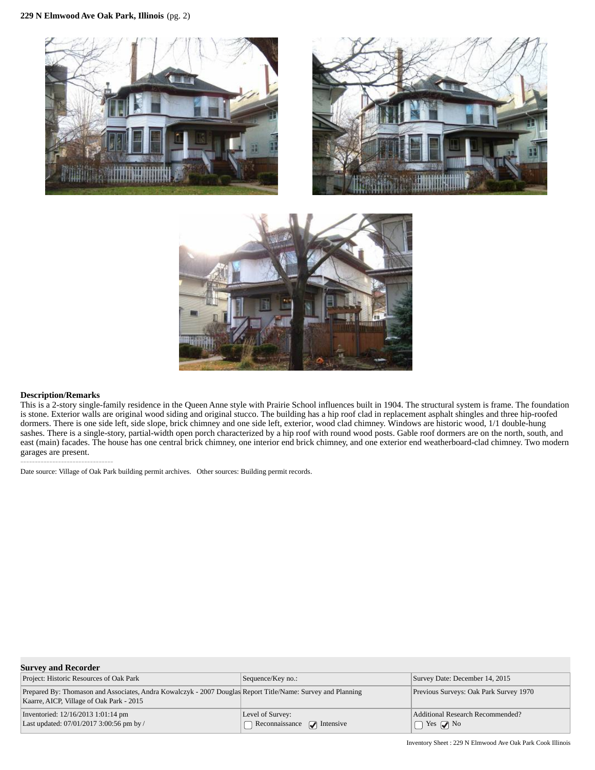**229 N Elmwood Ave Oak Park, Illinois** (pg. 2)

**Description/Remarks**

This is a 2-story single-family residence in the Queen Anne style with Prairie School influences built in 1904. The structural system is frame. The foundation is stone. Exterior walls are original wood siding and original stucco. The building has a hip roof clad in replacement asphalt shingles and three hip-roofed dormers. There is one side left, side slope, brick chimney and one side left, exterior, wood clad chimney. Windows are historic wood, 1/1 double-hung sashes. There is a single-story, partial-width open porch characterized by a hip roof with round wood posts. Gable roof dormers are on the north, south, and east (main) facades. The house has one central brick chimney, one interior end brick chimney, and one exterior end weatherboard-clad chimney. Two modern garages are present.

---

Date source: Village of Oak Park building permit archives. Other sources: Building permit records.

**Survey and Recorder**

| | | |
|---|---|---|
| Project: Historic Resources of Oak Park | Sequence/Key no.: | Survey Date: December 14, 2015 |
| Prepared By: Thomason and Associates, Andra Kowalczyk - 2007 Douglas Kaarre, AICP, Village of Oak Park - 2015 | Report Title/Name: Survey and Planning | Previous Surveys: Oak Park Survey 1970 |
| Inventoried: 12/16/2013 1:01:14 pm<br>Last updated: 07/01/2017 3:00:56 pm by / | Level of Survey:<br>☐ Reconnaissance ☑ Intensive | Additional Research Recommended?<br>☐ Yes ☑ No |

Inventory Sheet : 229 N Elmwood Ave Oak Park Cook Illinois